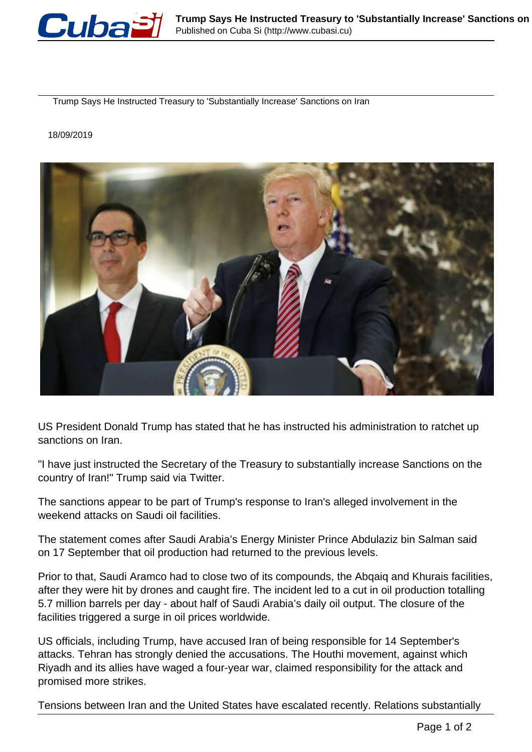# Trump Says He Instructed Treasury to 'Substantially Increase' Sanctions on Iran

18/09/2019

US President Donald Trump has stated that he has instructed his administration to ratchet up sanctions on Iran.

"I have just instructed the Secretary of the Treasury to substantially increase Sanctions on the country of Iran!" Trump said via Twitter.

The sanctions appear to be part of Trump's response to Iran's alleged involvement in the weekend attacks on Saudi oil facilities.

The statement comes after Saudi Arabia's Energy Minister Prince Abdulaziz bin Salman said on 17 September that oil production had returned to the previous levels.

Prior to that, Saudi Aramco had to close two of its compounds, the Abqaiq and Khurais facilities, after they were hit by drones and caught fire. The incident led to a cut in oil production totalling 5.7 million barrels per day - about half of Saudi Arabia's daily oil output. The closure of the facilities triggered a surge in oil prices worldwide.

US officials, including Trump, have accused Iran of being responsible for 14 September's attacks. Tehran has strongly denied the accusations. The Houthi movement, against which Riyadh and its allies have waged a four-year war, claimed responsibility for the attack and promised more strikes.

Tensions between Iran and the United States have escalated recently. Relations substantially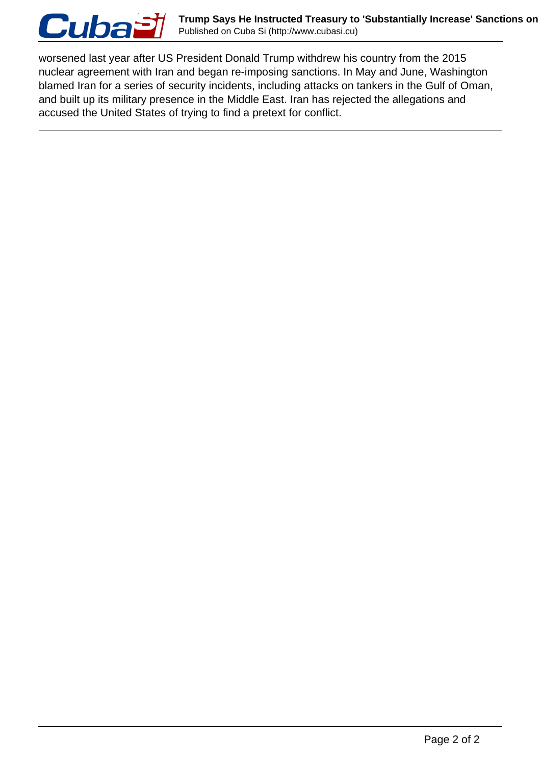worsened last year after US President Donald Trump withdrew his country from the 2015 nuclear agreement with Iran and began re-imposing sanctions. In May and June, Washington blamed Iran for a series of security incidents, including attacks on tankers in the Gulf of Oman, and built up its military presence in the Middle East. Iran has rejected the allegations and accused the United States of trying to find a pretext for conflict.